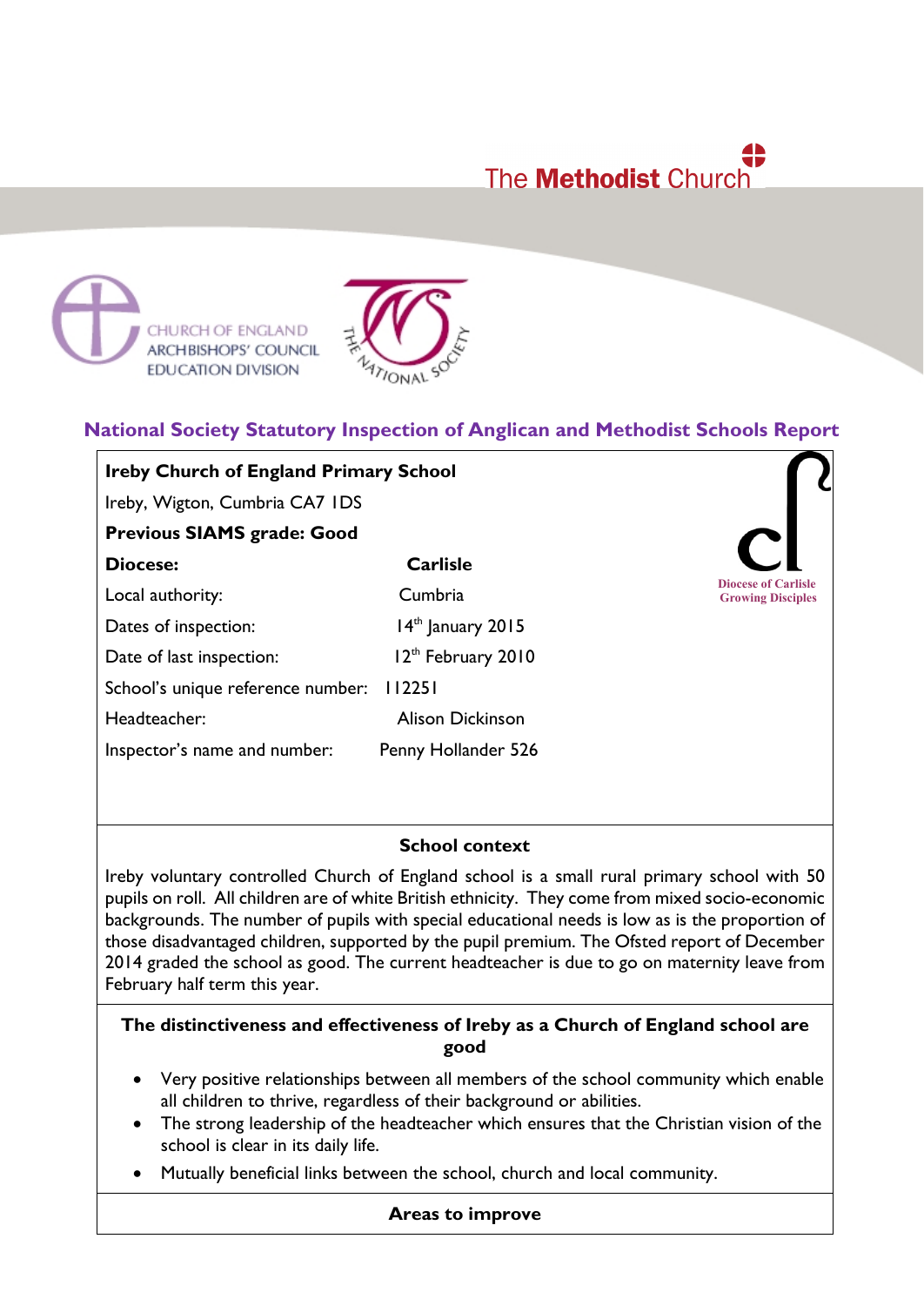The Methodist Church

CHURCH OF ENGLAND
ARCHBISHOPS' COUNCIL
EDUCATION DIVISION

THE NATIONAL SOCIETY

## National Society Statutory Inspection of Anglican and Methodist Schools Report

**Ireby Church of England Primary School**

Ireby, Wigton, Cumbria CA7 1DS

**Previous SIAMS grade: Good**

| | |
|---|---|
| **Diocese:** | **Carlisle** |
| Local authority: | Cumbria |
| Dates of inspection: | 14th January 2015 |
| Date of last inspection: | 12th February 2010 |
| School's unique reference number: | 112251 |
| Headteacher: | Alison Dickinson |
| Inspector's name and number: | Penny Hollander 526 |

Diocese of Carlisle
Growing Disciples

### School context

Ireby voluntary controlled Church of England school is a small rural primary school with 50 pupils on roll. All children are of white British ethnicity. They come from mixed socio-economic backgrounds. The number of pupils with special educational needs is low as is the proportion of those disadvantaged children, supported by the pupil premium. The Ofsted report of December 2014 graded the school as good. The current headteacher is due to go on maternity leave from February half term this year.

### The distinctiveness and effectiveness of Ireby as a Church of England school are good

- Very positive relationships between all members of the school community which enable all children to thrive, regardless of their background or abilities.
- The strong leadership of the headteacher which ensures that the Christian vision of the school is clear in its daily life.
- Mutually beneficial links between the school, church and local community.

### Areas to improve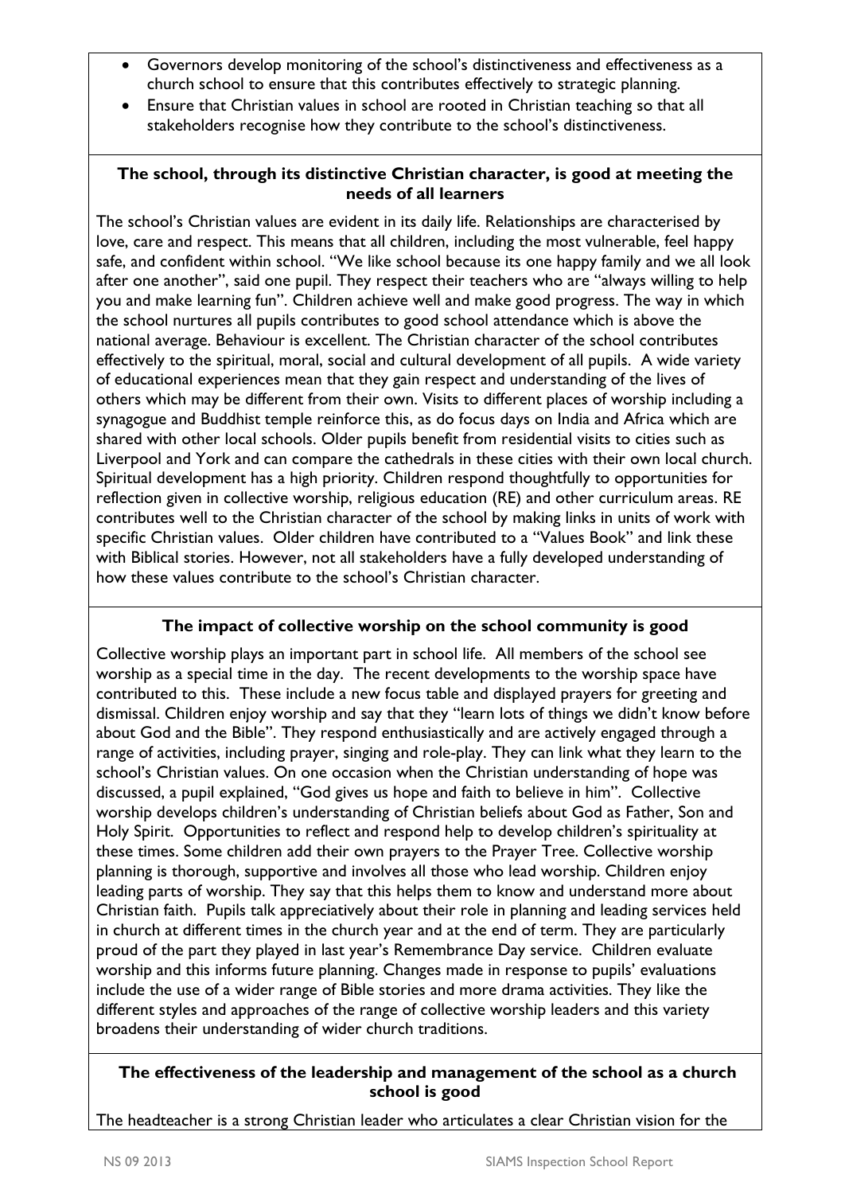- Governors develop monitoring of the school's distinctiveness and effectiveness as a church school to ensure that this contributes effectively to strategic planning.
- Ensure that Christian values in school are rooted in Christian teaching so that all stakeholders recognise how they contribute to the school's distinctiveness.

**The school, through its distinctive Christian character, is good at meeting the needs of all learners**

The school's Christian values are evident in its daily life. Relationships are characterised by love, care and respect. This means that all children, including the most vulnerable, feel happy safe, and confident within school. "We like school because its one happy family and we all look after one another", said one pupil. They respect their teachers who are "always willing to help you and make learning fun". Children achieve well and make good progress. The way in which the school nurtures all pupils contributes to good school attendance which is above the national average. Behaviour is excellent. The Christian character of the school contributes effectively to the spiritual, moral, social and cultural development of all pupils. A wide variety of educational experiences mean that they gain respect and understanding of the lives of others which may be different from their own. Visits to different places of worship including a synagogue and Buddhist temple reinforce this, as do focus days on India and Africa which are shared with other local schools. Older pupils benefit from residential visits to cities such as Liverpool and York and can compare the cathedrals in these cities with their own local church. Spiritual development has a high priority. Children respond thoughtfully to opportunities for reflection given in collective worship, religious education (RE) and other curriculum areas. RE contributes well to the Christian character of the school by making links in units of work with specific Christian values. Older children have contributed to a "Values Book" and link these with Biblical stories. However, not all stakeholders have a fully developed understanding of how these values contribute to the school's Christian character.

**The impact of collective worship on the school community is good**

Collective worship plays an important part in school life. All members of the school see worship as a special time in the day. The recent developments to the worship space have contributed to this. These include a new focus table and displayed prayers for greeting and dismissal. Children enjoy worship and say that they "learn lots of things we didn't know before about God and the Bible". They respond enthusiastically and are actively engaged through a range of activities, including prayer, singing and role-play. They can link what they learn to the school's Christian values. On one occasion when the Christian understanding of hope was discussed, a pupil explained, "God gives us hope and faith to believe in him". Collective worship develops children's understanding of Christian beliefs about God as Father, Son and Holy Spirit. Opportunities to reflect and respond help to develop children's spirituality at these times. Some children add their own prayers to the Prayer Tree. Collective worship planning is thorough, supportive and involves all those who lead worship. Children enjoy leading parts of worship. They say that this helps them to know and understand more about Christian faith. Pupils talk appreciatively about their role in planning and leading services held in church at different times in the church year and at the end of term. They are particularly proud of the part they played in last year's Remembrance Day service. Children evaluate worship and this informs future planning. Changes made in response to pupils' evaluations include the use of a wider range of Bible stories and more drama activities. They like the different styles and approaches of the range of collective worship leaders and this variety broadens their understanding of wider church traditions.

**The effectiveness of the leadership and management of the school as a church school is good**

The headteacher is a strong Christian leader who articulates a clear Christian vision for the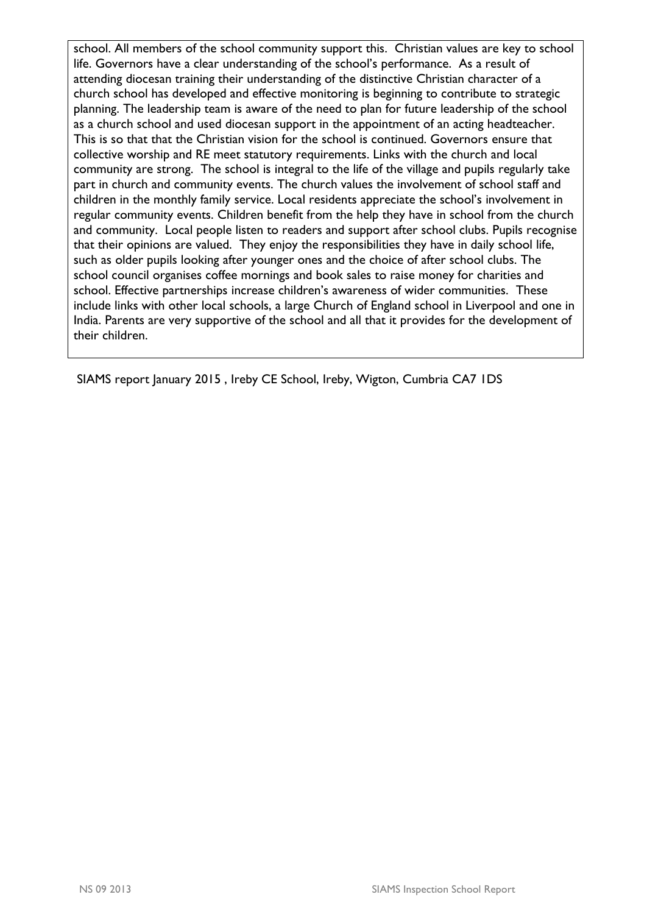school. All members of the school community support this. Christian values are key to school life. Governors have a clear understanding of the school's performance. As a result of attending diocesan training their understanding of the distinctive Christian character of a church school has developed and effective monitoring is beginning to contribute to strategic planning. The leadership team is aware of the need to plan for future leadership of the school as a church school and used diocesan support in the appointment of an acting headteacher. This is so that that the Christian vision for the school is continued. Governors ensure that collective worship and RE meet statutory requirements. Links with the church and local community are strong. The school is integral to the life of the village and pupils regularly take part in church and community events. The church values the involvement of school staff and children in the monthly family service. Local residents appreciate the school's involvement in regular community events. Children benefit from the help they have in school from the church and community. Local people listen to readers and support after school clubs. Pupils recognise that their opinions are valued. They enjoy the responsibilities they have in daily school life, such as older pupils looking after younger ones and the choice of after school clubs. The school council organises coffee mornings and book sales to raise money for charities and school. Effective partnerships increase children's awareness of wider communities. These include links with other local schools, a large Church of England school in Liverpool and one in India. Parents are very supportive of the school and all that it provides for the development of their children.

SIAMS report January 2015 , Ireby CE School, Ireby, Wigton, Cumbria CA7 1DS